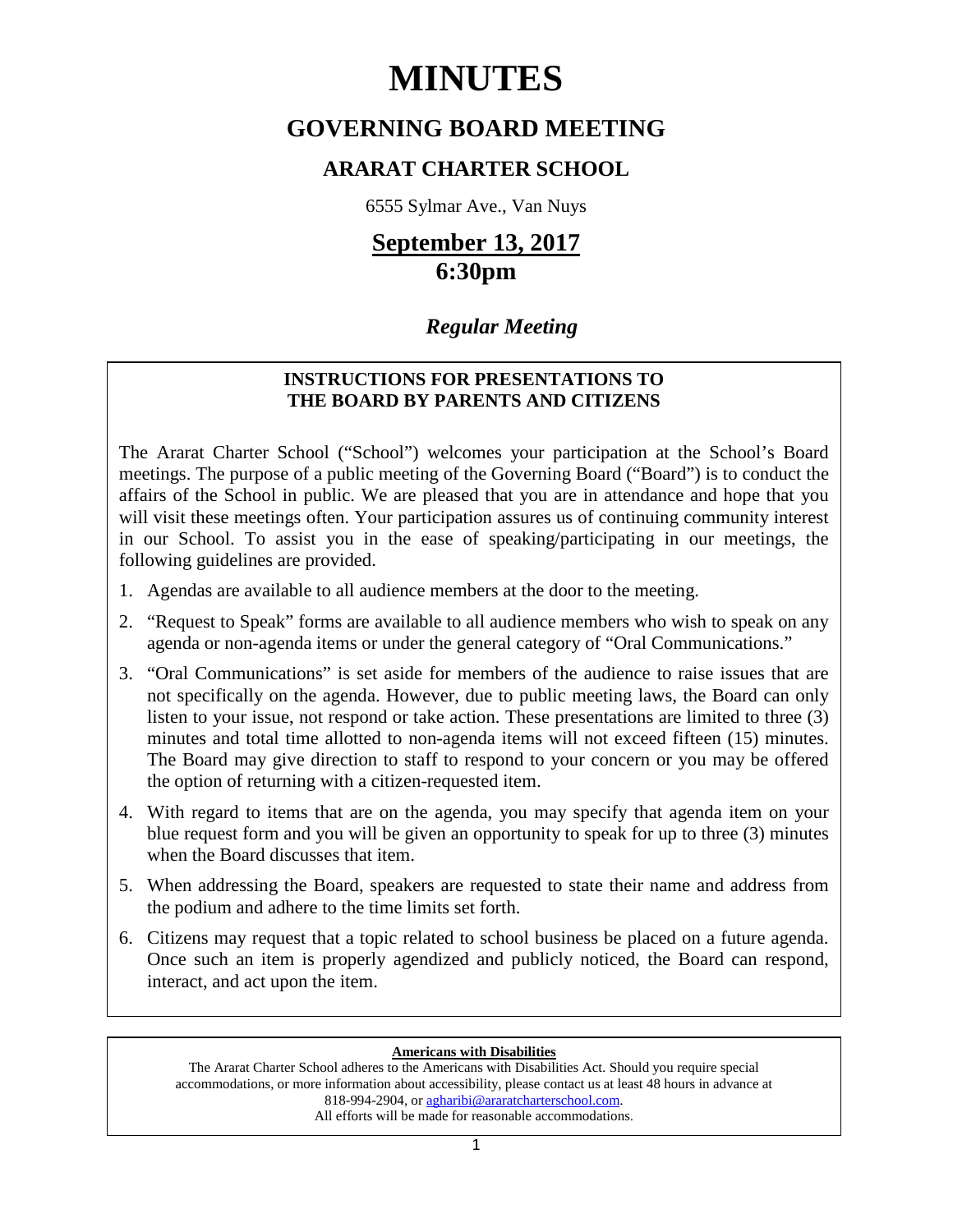# MINUTES

## GOVERNING BOARD MEETING

### ARARAT CHARTER SCHOOL

6555 Sylmar Ave., Van Nuys

## September 13, 2017
## 6:30pm

***Regular Meeting***

**INSTRUCTIONS FOR PRESENTATIONS TO THE BOARD BY PARENTS AND CITIZENS**

The Ararat Charter School ("School") welcomes your participation at the School's Board meetings. The purpose of a public meeting of the Governing Board ("Board") is to conduct the affairs of the School in public. We are pleased that you are in attendance and hope that you will visit these meetings often. Your participation assures us of continuing community interest in our School. To assist you in the ease of speaking/participating in our meetings, the following guidelines are provided.

1. Agendas are available to all audience members at the door to the meeting.
2. "Request to Speak" forms are available to all audience members who wish to speak on any agenda or non-agenda items or under the general category of "Oral Communications."
3. "Oral Communications" is set aside for members of the audience to raise issues that are not specifically on the agenda. However, due to public meeting laws, the Board can only listen to your issue, not respond or take action. These presentations are limited to three (3) minutes and total time allotted to non-agenda items will not exceed fifteen (15) minutes. The Board may give direction to staff to respond to your concern or you may be offered the option of returning with a citizen-requested item.
4. With regard to items that are on the agenda, you may specify that agenda item on your blue request form and you will be given an opportunity to speak for up to three (3) minutes when the Board discusses that item.
5. When addressing the Board, speakers are requested to state their name and address from the podium and adhere to the time limits set forth.
6. Citizens may request that a topic related to school business be placed on a future agenda. Once such an item is properly agendized and publicly noticed, the Board can respond, interact, and act upon the item.

**Americans with Disabilities**

The Ararat Charter School adheres to the Americans with Disabilities Act. Should you require special accommodations, or more information about accessibility, please contact us at least 48 hours in advance at 818-994-2904, or agharibi@araratcharterschool.com.
All efforts will be made for reasonable accommodations.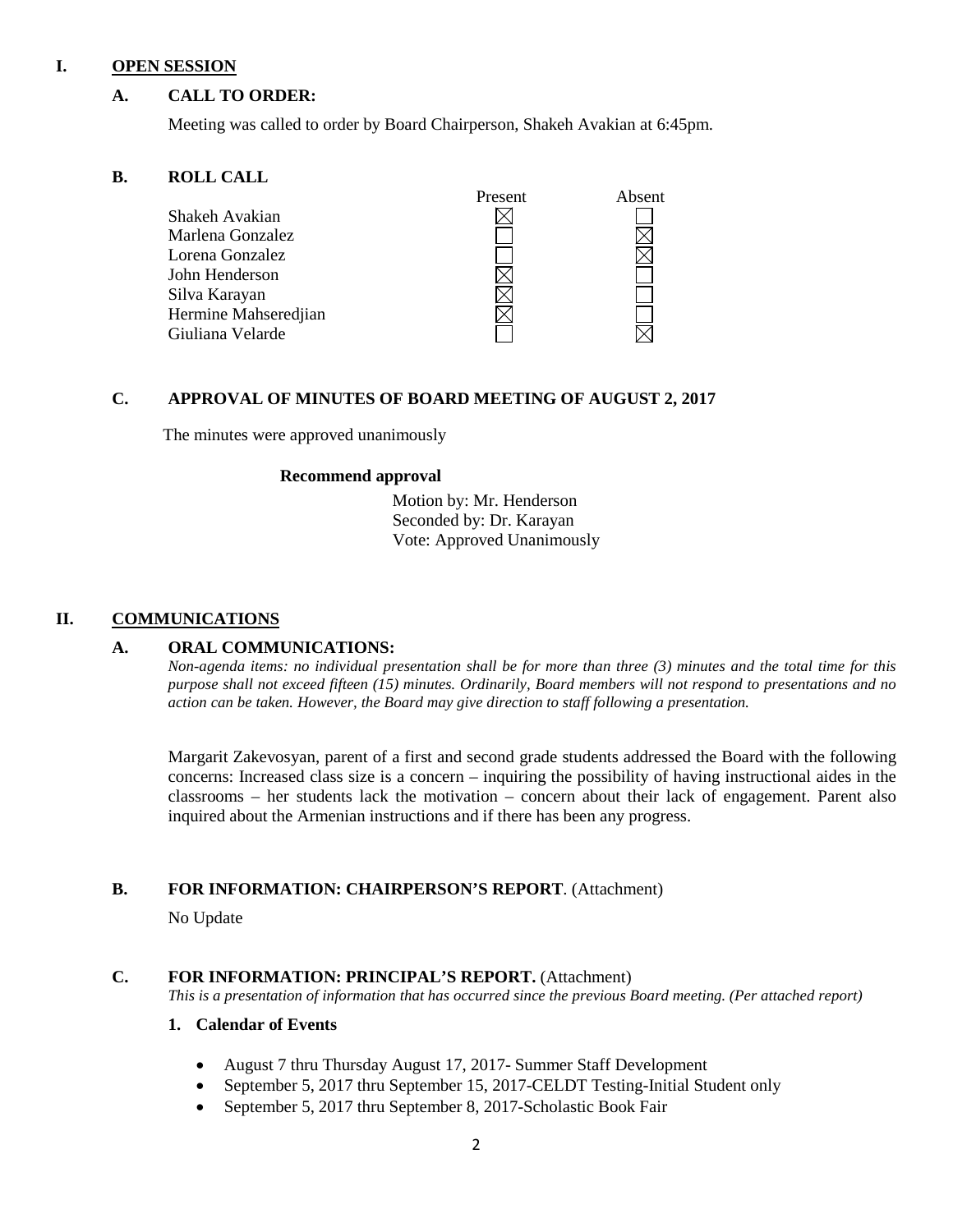# I. OPEN SESSION

## A. CALL TO ORDER:

Meeting was called to order by Board Chairperson, Shakeh Avakian at 6:45pm.

## B. ROLL CALL

| | Present | Absent |
|---|---|---|
| Shakeh Avakian | ☒ | ☐ |
| Marlena Gonzalez | ☐ | ☒ |
| Lorena Gonzalez | ☐ | ☒ |
| John Henderson | ☒ | ☐ |
| Silva Karayan | ☒ | ☐ |
| Hermine Mahseredjian | ☒ | ☐ |
| Giuliana Velarde | ☐ | ☒ |

## C. APPROVAL OF MINUTES OF BOARD MEETING OF AUGUST 2, 2017

The minutes were approved unanimously

**Recommend approval**

Motion by: Mr. Henderson
Seconded by: Dr. Karayan
Vote: Approved Unanimously

# II. COMMUNICATIONS

## A. ORAL COMMUNICATIONS:

*Non-agenda items: no individual presentation shall be for more than three (3) minutes and the total time for this purpose shall not exceed fifteen (15) minutes. Ordinarily, Board members will not respond to presentations and no action can be taken. However, the Board may give direction to staff following a presentation.*

Margarit Zakevosyan, parent of a first and second grade students addressed the Board with the following concerns: Increased class size is a concern – inquiring the possibility of having instructional aides in the classrooms – her students lack the motivation – concern about their lack of engagement. Parent also inquired about the Armenian instructions and if there has been any progress.

## B. FOR INFORMATION: CHAIRPERSON'S REPORT. (Attachment)

No Update

## C. FOR INFORMATION: PRINCIPAL'S REPORT. (Attachment)

*This is a presentation of information that has occurred since the previous Board meeting. (Per attached report)*

### 1. Calendar of Events

- August 7 thru Thursday August 17, 2017- Summer Staff Development
- September 5, 2017 thru September 15, 2017-CELDT Testing-Initial Student only
- September 5, 2017 thru September 8, 2017-Scholastic Book Fair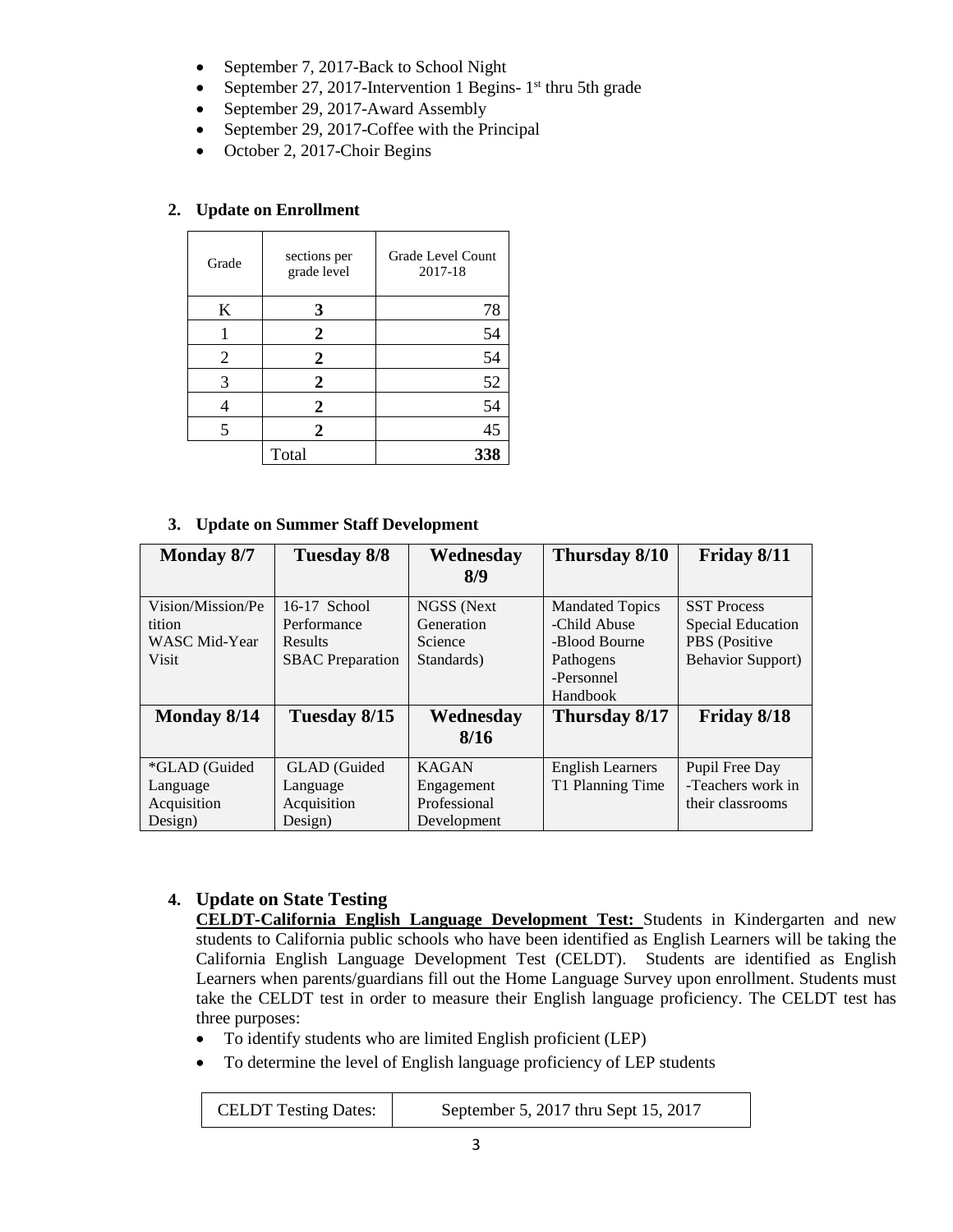- September 7, 2017-Back to School Night
- September 27, 2017-Intervention 1 Begins- 1st thru 5th grade
- September 29, 2017-Award Assembly
- September 29, 2017-Coffee with the Principal
- October 2, 2017-Choir Begins

**2. Update on Enrollment**

| Grade | sections per grade level | Grade Level Count 2017-18 |
|---|---|---|
| K | **3** | 78 |
| 1 | **2** | 54 |
| 2 | **2** | 54 |
| 3 | **2** | 52 |
| 4 | **2** | 54 |
| 5 | **2** | 45 |
| | Total | **338** |

**3. Update on Summer Staff Development**

| Monday 8/7 | Tuesday 8/8 | Wednesday 8/9 | Thursday 8/10 | Friday 8/11 |
|---|---|---|---|---|
| Vision/Mission/Petition WASC Mid-Year Visit | 16-17 School Performance Results SBAC Preparation | NGSS (Next Generation Science Standards) | Mandated Topics -Child Abuse -Blood Bourne Pathogens -Personnel Handbook | SST Process Special Education PBS (Positive Behavior Support) |
| **Monday 8/14** | **Tuesday 8/15** | **Wednesday 8/16** | **Thursday 8/17** | **Friday 8/18** |
| *GLAD (Guided Language Acquisition Design) | GLAD (Guided Language Acquisition Design) | KAGAN Engagement Professional Development | English Learners T1 Planning Time | Pupil Free Day -Teachers work in their classrooms |

**4. Update on State Testing**

**CELDT-California English Language Development Test:** Students in Kindergarten and new students to California public schools who have been identified as English Learners will be taking the California English Language Development Test (CELDT). Students are identified as English Learners when parents/guardians fill out the Home Language Survey upon enrollment. Students must take the CELDT test in order to measure their English language proficiency. The CELDT test has three purposes:

- To identify students who are limited English proficient (LEP)
- To determine the level of English language proficiency of LEP students

| CELDT Testing Dates: | September 5, 2017 thru Sept 15, 2017 |
|---|---|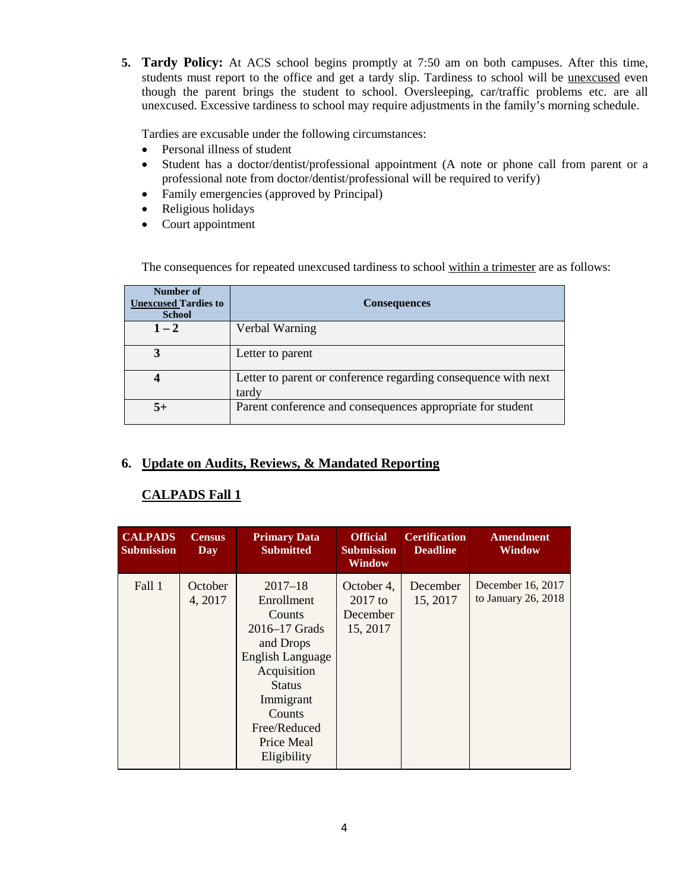5. **Tardy Policy:** At ACS school begins promptly at 7:50 am on both campuses. After this time, students must report to the office and get a tardy slip. Tardiness to school will be <u>unexcused</u> even though the parent brings the student to school. Oversleeping, car/traffic problems etc. are all unexcused. Excessive tardiness to school may require adjustments in the family's morning schedule.

   Tardies are excusable under the following circumstances:

   - Personal illness of student
   - Student has a doctor/dentist/professional appointment (A note or phone call from parent or a professional note from doctor/dentist/professional will be required to verify)
   - Family emergencies (approved by Principal)
   - Religious holidays
   - Court appointment

   The consequences for repeated unexcused tardiness to school <u>within a trimester</u> are as follows:

| Number of Unexcused Tardies to School | Consequences |
|---|---|
| **1 – 2** | Verbal Warning |
| **3** | Letter to parent |
| **4** | Letter to parent or conference regarding consequence with next tardy |
| **5+** | Parent conference and consequences appropriate for student |

6. **<u>Update on Audits, Reviews, & Mandated Reporting</u>**

   **<u>CALPADS Fall 1</u>**

| CALPADS Submission | Census Day | Primary Data Submitted | Official Submission Window | Certification Deadline | Amendment Window |
|---|---|---|---|---|---|
| Fall 1 | October 4, 2017 | 2017–18 Enrollment Counts<br>2016–17 Grads and Drops<br>English Language Acquisition Status<br>Immigrant Counts<br>Free/Reduced Price Meal Eligibility | October 4, 2017 to December 15, 2017 | December 15, 2017 | December 16, 2017 to January 26, 2018 |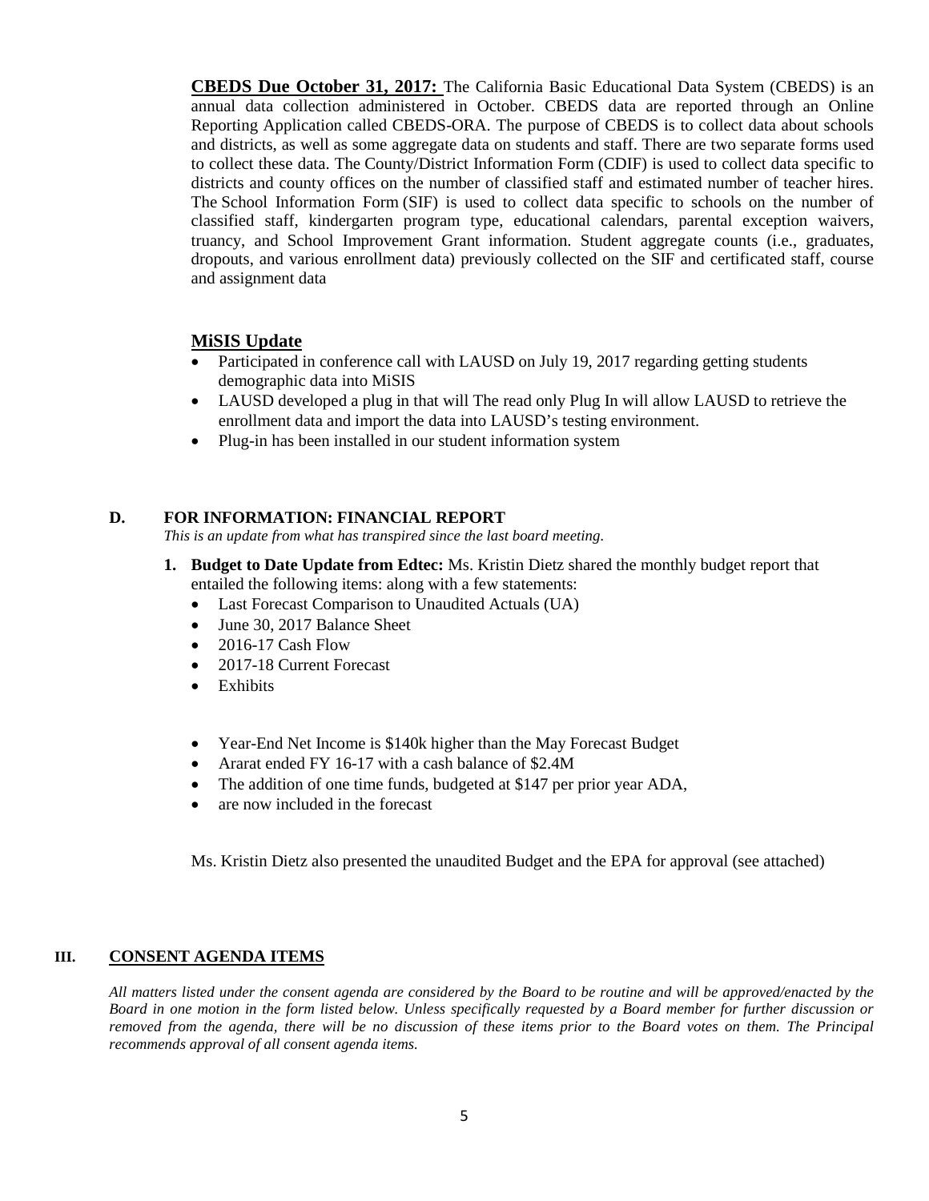**CBEDS Due October 31, 2017:** The California Basic Educational Data System (CBEDS) is an annual data collection administered in October. CBEDS data are reported through an Online Reporting Application called CBEDS-ORA. The purpose of CBEDS is to collect data about schools and districts, as well as some aggregate data on students and staff. There are two separate forms used to collect these data. The County/District Information Form (CDIF) is used to collect data specific to districts and county offices on the number of classified staff and estimated number of teacher hires. The School Information Form (SIF) is used to collect data specific to schools on the number of classified staff, kindergarten program type, educational calendars, parental exception waivers, truancy, and School Improvement Grant information. Student aggregate counts (i.e., graduates, dropouts, and various enrollment data) previously collected on the SIF and certificated staff, course and assignment data

**MiSIS Update**

- Participated in conference call with LAUSD on July 19, 2017 regarding getting students demographic data into MiSIS
- LAUSD developed a plug in that will The read only Plug In will allow LAUSD to retrieve the enrollment data and import the data into LAUSD's testing environment.
- Plug-in has been installed in our student information system

### D. FOR INFORMATION: FINANCIAL REPORT

*This is an update from what has transpired since the last board meeting.*

1. **Budget to Date Update from Edtec:** Ms. Kristin Dietz shared the monthly budget report that entailed the following items: along with a few statements:
   - Last Forecast Comparison to Unaudited Actuals (UA)
   - June 30, 2017 Balance Sheet
   - 2016-17 Cash Flow
   - 2017-18 Current Forecast
   - Exhibits

   - Year-End Net Income is $140k higher than the May Forecast Budget
   - Ararat ended FY 16-17 with a cash balance of $2.4M
   - The addition of one time funds, budgeted at $147 per prior year ADA,
   - are now included in the forecast

   Ms. Kristin Dietz also presented the unaudited Budget and the EPA for approval (see attached)

## III. CONSENT AGENDA ITEMS

*All matters listed under the consent agenda are considered by the Board to be routine and will be approved/enacted by the Board in one motion in the form listed below. Unless specifically requested by a Board member for further discussion or removed from the agenda, there will be no discussion of these items prior to the Board votes on them. The Principal recommends approval of all consent agenda items.*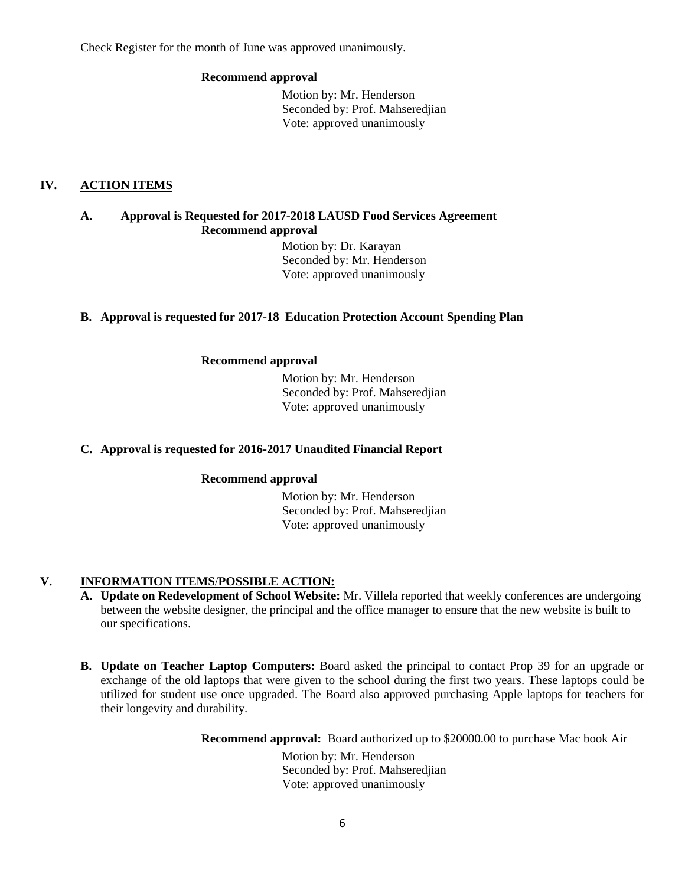Check Register for the month of June was approved unanimously.

**Recommend approval**

Motion by: Mr. Henderson
Seconded by: Prof. Mahseredjian
Vote: approved unanimously

## IV. ACTION ITEMS

**A. Approval is Requested for 2017-2018 LAUSD Food Services Agreement**

**Recommend approval**

Motion by: Dr. Karayan
Seconded by: Mr. Henderson
Vote: approved unanimously

**B. Approval is requested for 2017-18 Education Protection Account Spending Plan**

**Recommend approval**

Motion by: Mr. Henderson
Seconded by: Prof. Mahseredjian
Vote: approved unanimously

**C. Approval is requested for 2016-2017 Unaudited Financial Report**

**Recommend approval**

Motion by: Mr. Henderson
Seconded by: Prof. Mahseredjian
Vote: approved unanimously

## V. INFORMATION ITEMS/POSSIBLE ACTION:

**A. Update on Redevelopment of School Website:** Mr. Villela reported that weekly conferences are undergoing between the website designer, the principal and the office manager to ensure that the new website is built to our specifications.

**B. Update on Teacher Laptop Computers:** Board asked the principal to contact Prop 39 for an upgrade or exchange of the old laptops that were given to the school during the first two years. These laptops could be utilized for student use once upgraded. The Board also approved purchasing Apple laptops for teachers for their longevity and durability.

**Recommend approval:** Board authorized up to $20000.00 to purchase Mac book Air

Motion by: Mr. Henderson
Seconded by: Prof. Mahseredjian
Vote: approved unanimously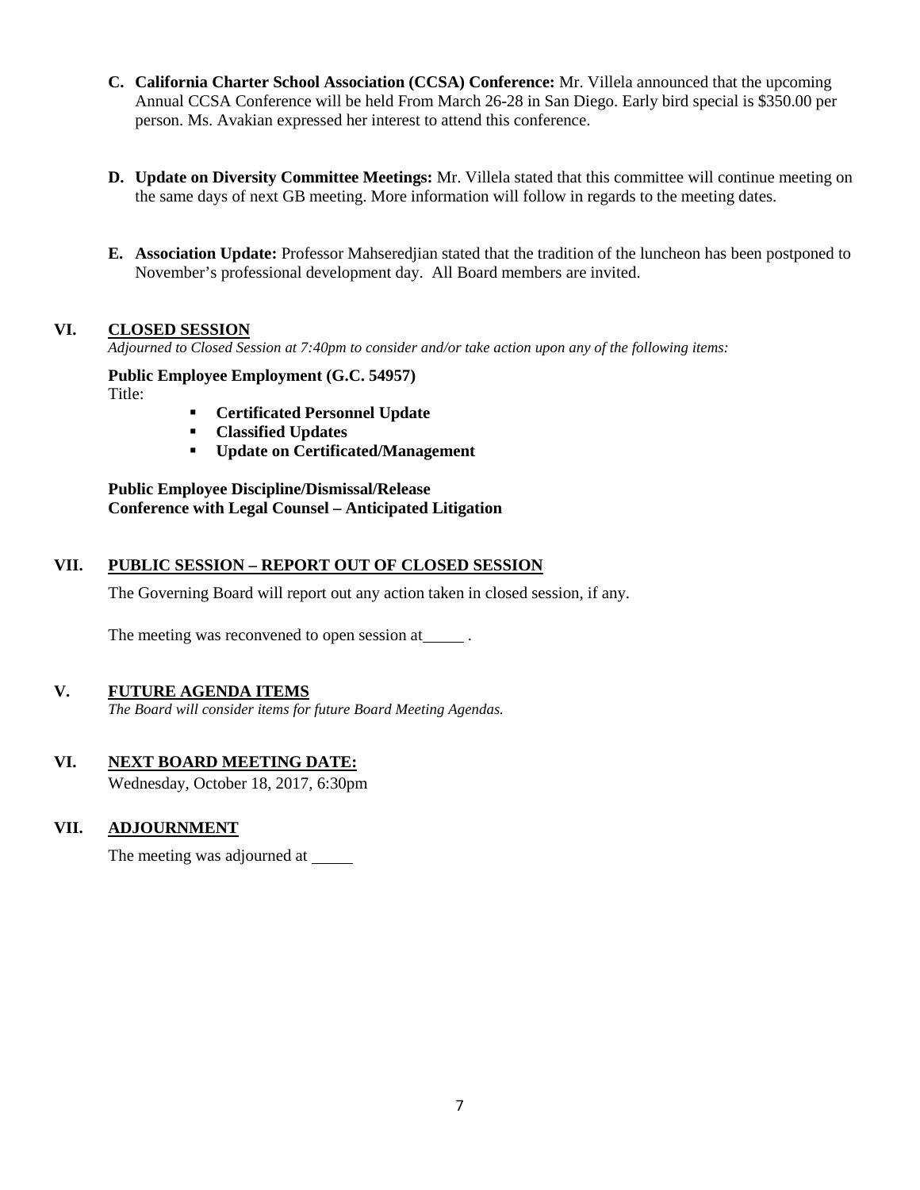C. **California Charter School Association (CCSA) Conference:** Mr. Villela announced that the upcoming Annual CCSA Conference will be held From March 26-28 in San Diego. Early bird special is $350.00 per person. Ms. Avakian expressed her interest to attend this conference.

D. **Update on Diversity Committee Meetings:** Mr. Villela stated that this committee will continue meeting on the same days of next GB meeting. More information will follow in regards to the meeting dates.

E. **Association Update:** Professor Mahseredjian stated that the tradition of the luncheon has been postponed to November's professional development day. All Board members are invited.

## VI. CLOSED SESSION

*Adjourned to Closed Session at 7:40pm to consider and/or take action upon any of the following items:*

**Public Employee Employment (G.C. 54957)**
Title:

- **Certificated Personnel Update**
- **Classified Updates**
- **Update on Certificated/Management**

**Public Employee Discipline/Dismissal/Release**
**Conference with Legal Counsel – Anticipated Litigation**

## VII. PUBLIC SESSION – REPORT OUT OF CLOSED SESSION

The Governing Board will report out any action taken in closed session, if any.

The meeting was reconvened to open session at_____ .

## V. FUTURE AGENDA ITEMS

*The Board will consider items for future Board Meeting Agendas.*

## VI. NEXT BOARD MEETING DATE:

Wednesday, October 18, 2017, 6:30pm

## VII. ADJOURNMENT

The meeting was adjourned at _____